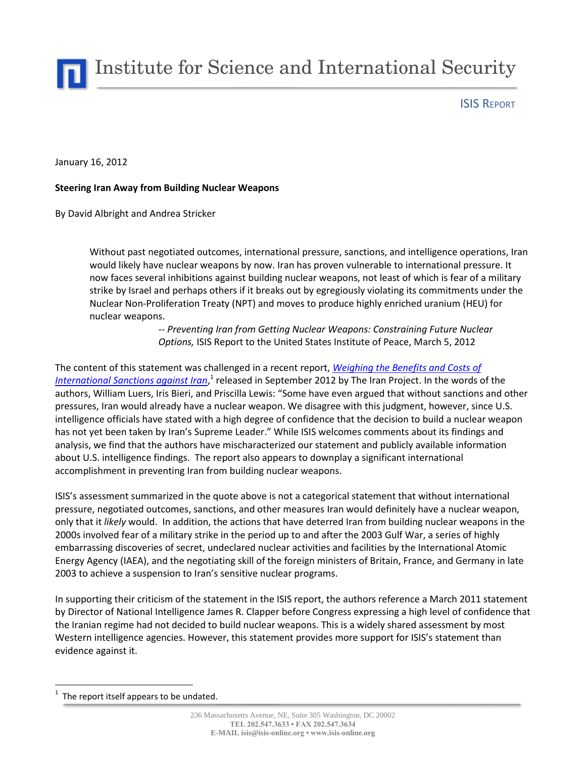Institute for Science and International Security

ISIS REPORT

January 16, 2012

**Steering Iran Away from Building Nuclear Weapons**

By David Albright and Andrea Stricker

> Without past negotiated outcomes, international pressure, sanctions, and intelligence operations, Iran would likely have nuclear weapons by now. Iran has proven vulnerable to international pressure. It now faces several inhibitions against building nuclear weapons, not least of which is fear of a military strike by Israel and perhaps others if it breaks out by egregiously violating its commitments under the Nuclear Non-Proliferation Treaty (NPT) and moves to produce highly enriched uranium (HEU) for nuclear weapons.
>
> -- *Preventing Iran from Getting Nuclear Weapons: Constraining Future Nuclear Options,* ISIS Report to the United States Institute of Peace, March 5, 2012

The content of this statement was challenged in a recent report, *Weighing the Benefits and Costs of International Sanctions against Iran*,[1] released in September 2012 by The Iran Project. In the words of the authors, William Luers, Iris Bieri, and Priscilla Lewis: "Some have even argued that without sanctions and other pressures, Iran would already have a nuclear weapon. We disagree with this judgment, however, since U.S. intelligence officials have stated with a high degree of confidence that the decision to build a nuclear weapon has not yet been taken by Iran's Supreme Leader." While ISIS welcomes comments about its findings and analysis, we find that the authors have mischaracterized our statement and publicly available information about U.S. intelligence findings. The report also appears to downplay a significant international accomplishment in preventing Iran from building nuclear weapons.

ISIS's assessment summarized in the quote above is not a categorical statement that without international pressure, negotiated outcomes, sanctions, and other measures Iran would definitely have a nuclear weapon, only that it *likely* would. In addition, the actions that have deterred Iran from building nuclear weapons in the 2000s involved fear of a military strike in the period up to and after the 2003 Gulf War, a series of highly embarrassing discoveries of secret, undeclared nuclear activities and facilities by the International Atomic Energy Agency (IAEA), and the negotiating skill of the foreign ministers of Britain, France, and Germany in late 2003 to achieve a suspension to Iran's sensitive nuclear programs.

In supporting their criticism of the statement in the ISIS report, the authors reference a March 2011 statement by Director of National Intelligence James R. Clapper before Congress expressing a high level of confidence that the Iranian regime had not decided to build nuclear weapons. This is a widely shared assessment by most Western intelligence agencies. However, this statement provides more support for ISIS's statement than evidence against it.

[1] The report itself appears to be undated.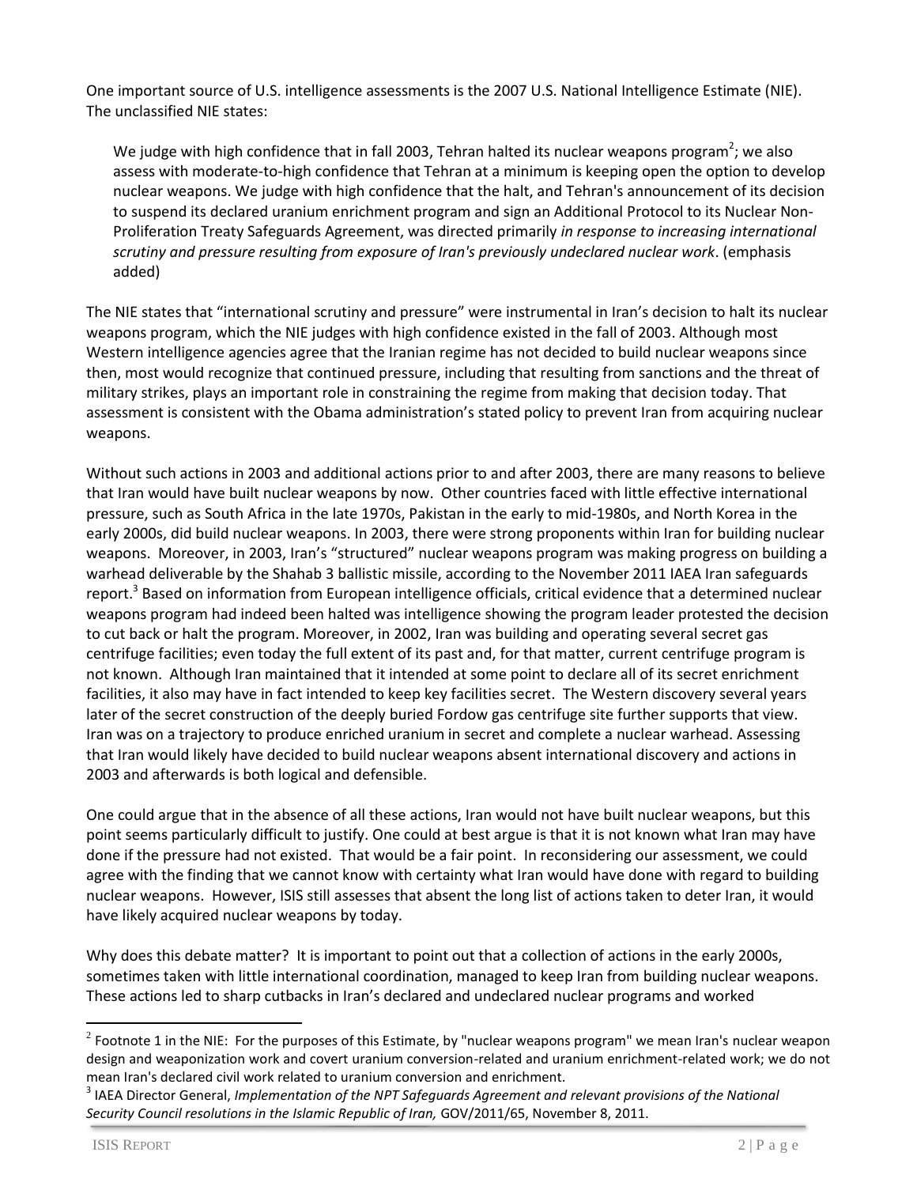One important source of U.S. intelligence assessments is the 2007 U.S. National Intelligence Estimate (NIE). The unclassified NIE states:

> We judge with high confidence that in fall 2003, Tehran halted its nuclear weapons program[2]; we also assess with moderate-to-high confidence that Tehran at a minimum is keeping open the option to develop nuclear weapons. We judge with high confidence that the halt, and Tehran's announcement of its decision to suspend its declared uranium enrichment program and sign an Additional Protocol to its Nuclear Non-Proliferation Treaty Safeguards Agreement, was directed primarily *in response to increasing international scrutiny and pressure resulting from exposure of Iran's previously undeclared nuclear work*. (emphasis added)

The NIE states that "international scrutiny and pressure" were instrumental in Iran's decision to halt its nuclear weapons program, which the NIE judges with high confidence existed in the fall of 2003. Although most Western intelligence agencies agree that the Iranian regime has not decided to build nuclear weapons since then, most would recognize that continued pressure, including that resulting from sanctions and the threat of military strikes, plays an important role in constraining the regime from making that decision today. That assessment is consistent with the Obama administration's stated policy to prevent Iran from acquiring nuclear weapons.

Without such actions in 2003 and additional actions prior to and after 2003, there are many reasons to believe that Iran would have built nuclear weapons by now. Other countries faced with little effective international pressure, such as South Africa in the late 1970s, Pakistan in the early to mid-1980s, and North Korea in the early 2000s, did build nuclear weapons. In 2003, there were strong proponents within Iran for building nuclear weapons. Moreover, in 2003, Iran's "structured" nuclear weapons program was making progress on building a warhead deliverable by the Shahab 3 ballistic missile, according to the November 2011 IAEA Iran safeguards report.[3] Based on information from European intelligence officials, critical evidence that a determined nuclear weapons program had indeed been halted was intelligence showing the program leader protested the decision to cut back or halt the program. Moreover, in 2002, Iran was building and operating several secret gas centrifuge facilities; even today the full extent of its past and, for that matter, current centrifuge program is not known. Although Iran maintained that it intended at some point to declare all of its secret enrichment facilities, it also may have in fact intended to keep key facilities secret. The Western discovery several years later of the secret construction of the deeply buried Fordow gas centrifuge site further supports that view. Iran was on a trajectory to produce enriched uranium in secret and complete a nuclear warhead. Assessing that Iran would likely have decided to build nuclear weapons absent international discovery and actions in 2003 and afterwards is both logical and defensible.

One could argue that in the absence of all these actions, Iran would not have built nuclear weapons, but this point seems particularly difficult to justify. One could at best argue is that it is not known what Iran may have done if the pressure had not existed. That would be a fair point. In reconsidering our assessment, we could agree with the finding that we cannot know with certainty what Iran would have done with regard to building nuclear weapons. However, ISIS still assesses that absent the long list of actions taken to deter Iran, it would have likely acquired nuclear weapons by today.

Why does this debate matter? It is important to point out that a collection of actions in the early 2000s, sometimes taken with little international coordination, managed to keep Iran from building nuclear weapons. These actions led to sharp cutbacks in Iran's declared and undeclared nuclear programs and worked

---

[2] Footnote 1 in the NIE: For the purposes of this Estimate, by "nuclear weapons program" we mean Iran's nuclear weapon design and weaponization work and covert uranium conversion-related and uranium enrichment-related work; we do not mean Iran's declared civil work related to uranium conversion and enrichment.

[3] IAEA Director General, *Implementation of the NPT Safeguards Agreement and relevant provisions of the National Security Council resolutions in the Islamic Republic of Iran,* GOV/2011/65, November 8, 2011.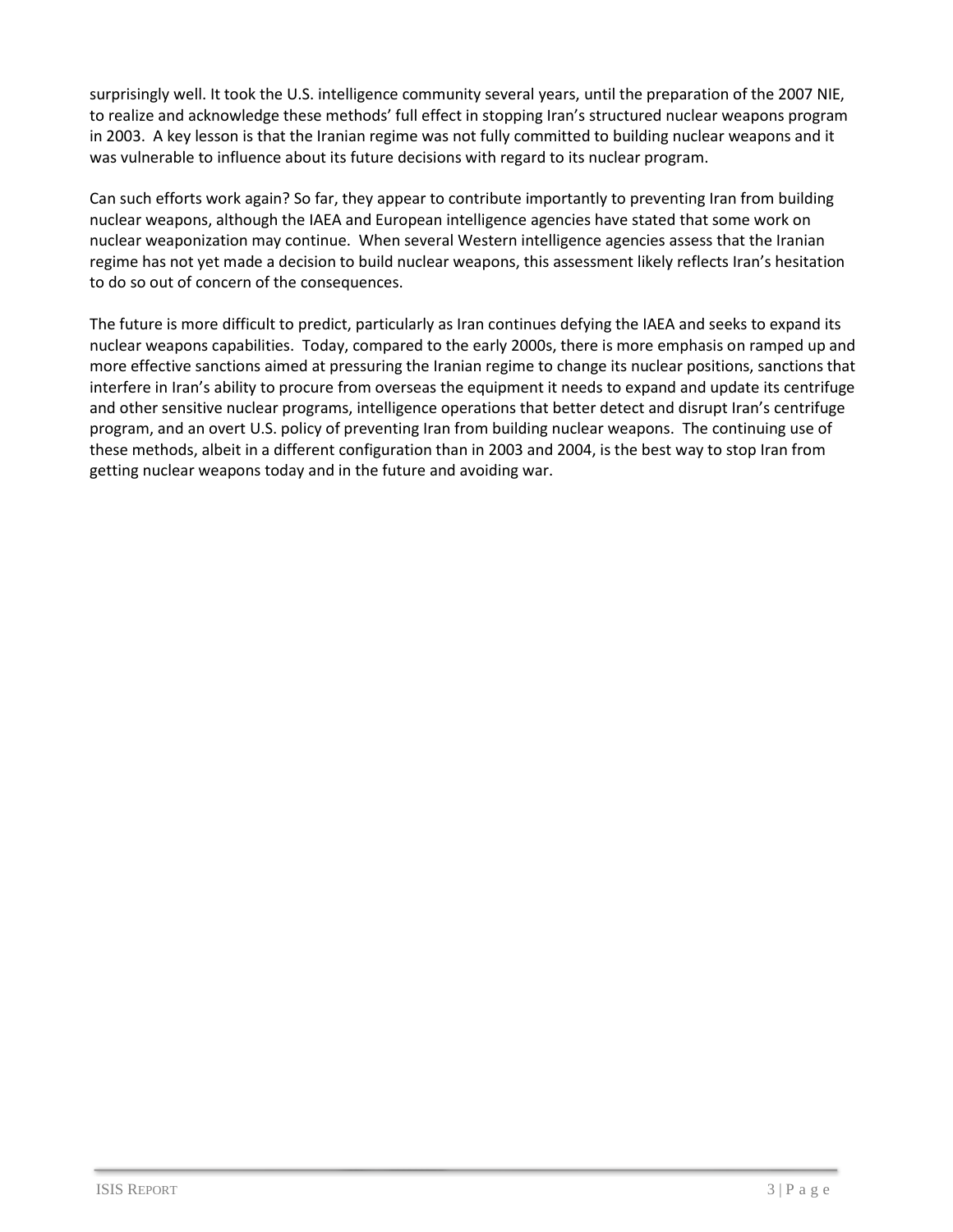surprisingly well. It took the U.S. intelligence community several years, until the preparation of the 2007 NIE, to realize and acknowledge these methods' full effect in stopping Iran's structured nuclear weapons program in 2003. A key lesson is that the Iranian regime was not fully committed to building nuclear weapons and it was vulnerable to influence about its future decisions with regard to its nuclear program.

Can such efforts work again? So far, they appear to contribute importantly to preventing Iran from building nuclear weapons, although the IAEA and European intelligence agencies have stated that some work on nuclear weaponization may continue. When several Western intelligence agencies assess that the Iranian regime has not yet made a decision to build nuclear weapons, this assessment likely reflects Iran's hesitation to do so out of concern of the consequences.

The future is more difficult to predict, particularly as Iran continues defying the IAEA and seeks to expand its nuclear weapons capabilities. Today, compared to the early 2000s, there is more emphasis on ramped up and more effective sanctions aimed at pressuring the Iranian regime to change its nuclear positions, sanctions that interfere in Iran's ability to procure from overseas the equipment it needs to expand and update its centrifuge and other sensitive nuclear programs, intelligence operations that better detect and disrupt Iran's centrifuge program, and an overt U.S. policy of preventing Iran from building nuclear weapons. The continuing use of these methods, albeit in a different configuration than in 2003 and 2004, is the best way to stop Iran from getting nuclear weapons today and in the future and avoiding war.